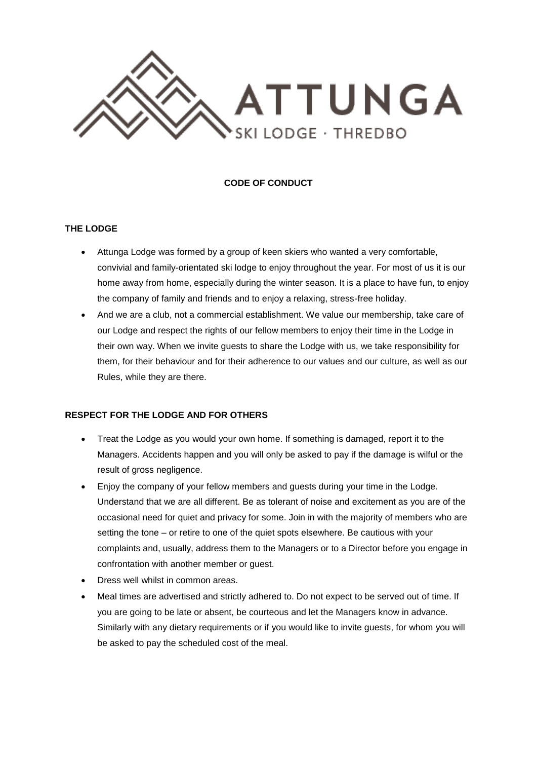ATTUNGA

SKI LODGE · THREDBO

# CODE OF CONDUCT

## THE LODGE

- Attunga Lodge was formed by a group of keen skiers who wanted a very comfortable, convivial and family-orientated ski lodge to enjoy throughout the year. For most of us it is our home away from home, especially during the winter season. It is a place to have fun, to enjoy the company of family and friends and to enjoy a relaxing, stress-free holiday.
- And we are a club, not a commercial establishment. We value our membership, take care of our Lodge and respect the rights of our fellow members to enjoy their time in the Lodge in their own way. When we invite guests to share the Lodge with us, we take responsibility for them, for their behaviour and for their adherence to our values and our culture, as well as our Rules, while they are there.

## RESPECT FOR THE LODGE AND FOR OTHERS

- Treat the Lodge as you would your own home. If something is damaged, report it to the Managers. Accidents happen and you will only be asked to pay if the damage is wilful or the result of gross negligence.
- Enjoy the company of your fellow members and guests during your time in the Lodge. Understand that we are all different. Be as tolerant of noise and excitement as you are of the occasional need for quiet and privacy for some. Join in with the majority of members who are setting the tone – or retire to one of the quiet spots elsewhere. Be cautious with your complaints and, usually, address them to the Managers or to a Director before you engage in confrontation with another member or guest.
- Dress well whilst in common areas.
- Meal times are advertised and strictly adhered to. Do not expect to be served out of time. If you are going to be late or absent, be courteous and let the Managers know in advance. Similarly with any dietary requirements or if you would like to invite guests, for whom you will be asked to pay the scheduled cost of the meal.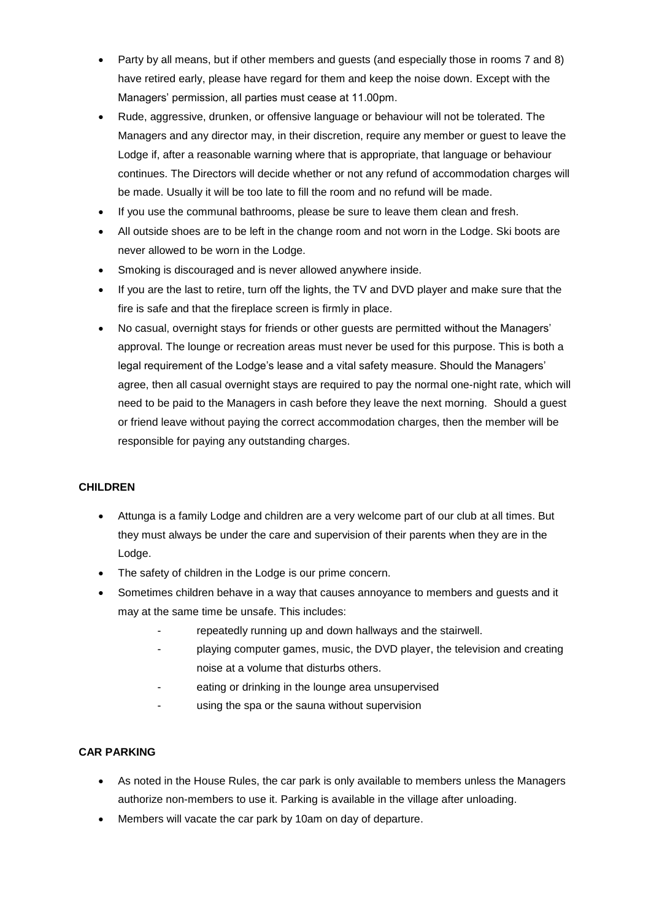- Party by all means, but if other members and guests (and especially those in rooms 7 and 8) have retired early, please have regard for them and keep the noise down. Except with the Managers' permission, all parties must cease at 11.00pm.
- Rude, aggressive, drunken, or offensive language or behaviour will not be tolerated. The Managers and any director may, in their discretion, require any member or guest to leave the Lodge if, after a reasonable warning where that is appropriate, that language or behaviour continues. The Directors will decide whether or not any refund of accommodation charges will be made. Usually it will be too late to fill the room and no refund will be made.
- If you use the communal bathrooms, please be sure to leave them clean and fresh.
- All outside shoes are to be left in the change room and not worn in the Lodge. Ski boots are never allowed to be worn in the Lodge.
- Smoking is discouraged and is never allowed anywhere inside.
- If you are the last to retire, turn off the lights, the TV and DVD player and make sure that the fire is safe and that the fireplace screen is firmly in place.
- No casual, overnight stays for friends or other guests are permitted without the Managers' approval. The lounge or recreation areas must never be used for this purpose. This is both a legal requirement of the Lodge's lease and a vital safety measure. Should the Managers' agree, then all casual overnight stays are required to pay the normal one-night rate, which will need to be paid to the Managers in cash before they leave the next morning. Should a guest or friend leave without paying the correct accommodation charges, then the member will be responsible for paying any outstanding charges.

**CHILDREN**

- Attunga is a family Lodge and children are a very welcome part of our club at all times. But they must always be under the care and supervision of their parents when they are in the Lodge.
- The safety of children in the Lodge is our prime concern.
- Sometimes children behave in a way that causes annoyance to members and guests and it may at the same time be unsafe. This includes:
  - repeatedly running up and down hallways and the stairwell.
  - playing computer games, music, the DVD player, the television and creating noise at a volume that disturbs others.
  - eating or drinking in the lounge area unsupervised
  - using the spa or the sauna without supervision

**CAR PARKING**

- As noted in the House Rules, the car park is only available to members unless the Managers authorize non-members to use it. Parking is available in the village after unloading.
- Members will vacate the car park by 10am on day of departure.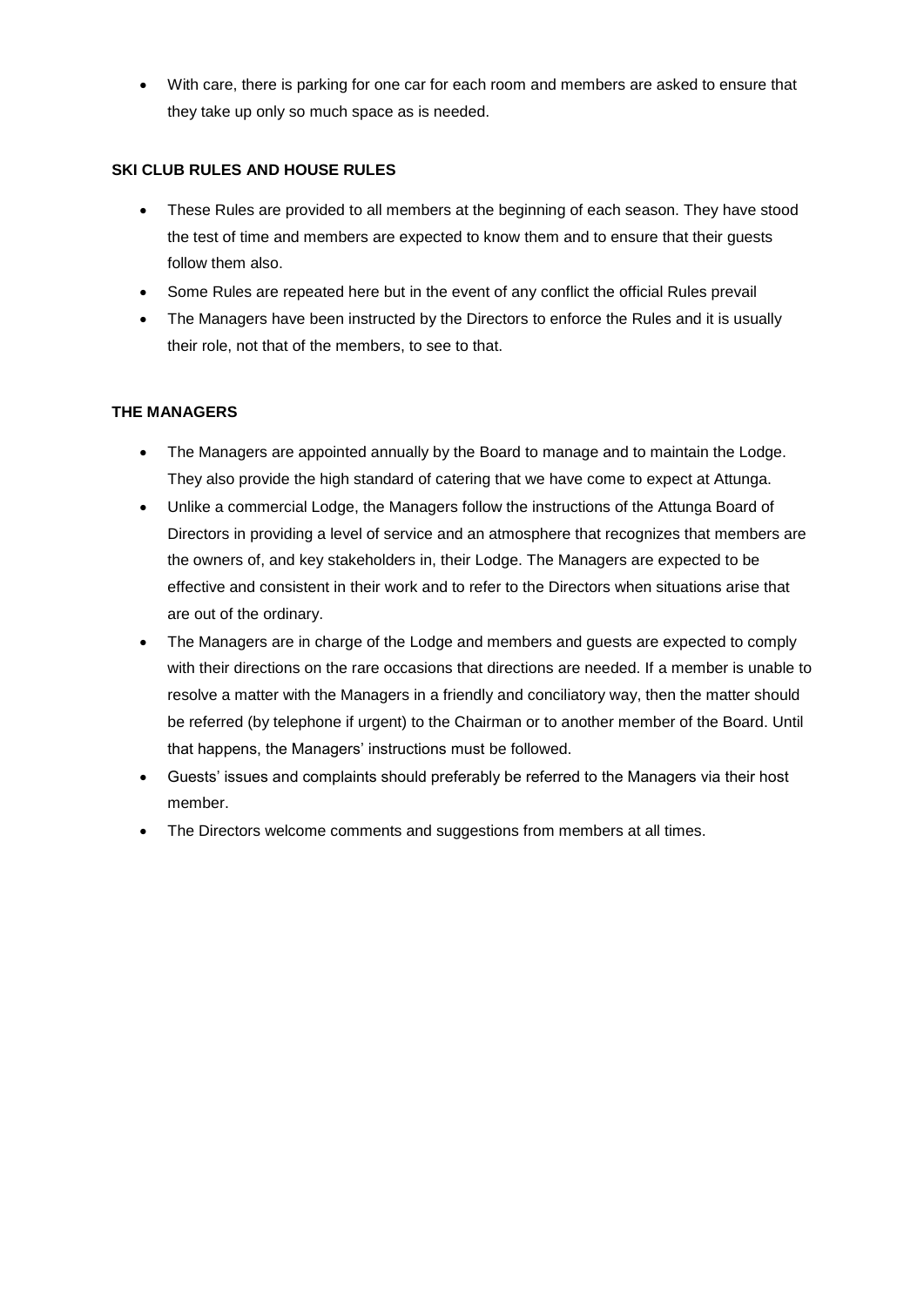- With care, there is parking for one car for each room and members are asked to ensure that they take up only so much space as is needed.

**SKI CLUB RULES AND HOUSE RULES**

- These Rules are provided to all members at the beginning of each season. They have stood the test of time and members are expected to know them and to ensure that their guests follow them also.
- Some Rules are repeated here but in the event of any conflict the official Rules prevail
- The Managers have been instructed by the Directors to enforce the Rules and it is usually their role, not that of the members, to see to that.

**THE MANAGERS**

- The Managers are appointed annually by the Board to manage and to maintain the Lodge. They also provide the high standard of catering that we have come to expect at Attunga.
- Unlike a commercial Lodge, the Managers follow the instructions of the Attunga Board of Directors in providing a level of service and an atmosphere that recognizes that members are the owners of, and key stakeholders in, their Lodge. The Managers are expected to be effective and consistent in their work and to refer to the Directors when situations arise that are out of the ordinary.
- The Managers are in charge of the Lodge and members and guests are expected to comply with their directions on the rare occasions that directions are needed. If a member is unable to resolve a matter with the Managers in a friendly and conciliatory way, then the matter should be referred (by telephone if urgent) to the Chairman or to another member of the Board. Until that happens, the Managers' instructions must be followed.
- Guests' issues and complaints should preferably be referred to the Managers via their host member.
- The Directors welcome comments and suggestions from members at all times.